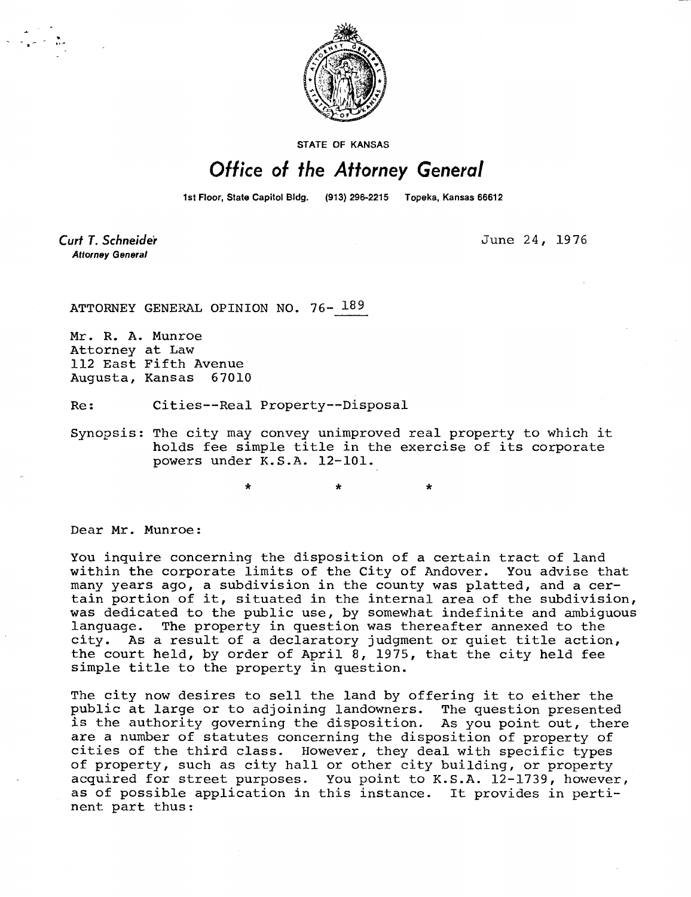STATE OF KANSAS

# Office of the Attorney General

1st Floor, State Capitol Bldg. (913) 296-2215 Topeka, Kansas 66612

**Curt T. Schneider**
*Attorney General*

June 24, 1976

ATTORNEY GENERAL OPINION NO. 76- 189

Mr. R. A. Munroe
Attorney at Law
112 East Fifth Avenue
Augusta, Kansas 67010

Re: Cities--Real Property--Disposal

Synopsis: The city may convey unimproved real property to which it holds fee simple title in the exercise of its corporate powers under K.S.A. 12-101.

\* \* \*

Dear Mr. Munroe:

You inquire concerning the disposition of a certain tract of land within the corporate limits of the City of Andover. You advise that many years ago, a subdivision in the county was platted, and a certain portion of it, situated in the internal area of the subdivision, was dedicated to the public use, by somewhat indefinite and ambiguous language. The property in question was thereafter annexed to the city. As a result of a declaratory judgment or quiet title action, the court held, by order of April 8, 1975, that the city held fee simple title to the property in question.

The city now desires to sell the land by offering it to either the public at large or to adjoining landowners. The question presented is the authority governing the disposition. As you point out, there are a number of statutes concerning the disposition of property of cities of the third class. However, they deal with specific types of property, such as city hall or other city building, or property acquired for street purposes. You point to K.S.A. 12-1739, however, as of possible application in this instance. It provides in pertinent part thus: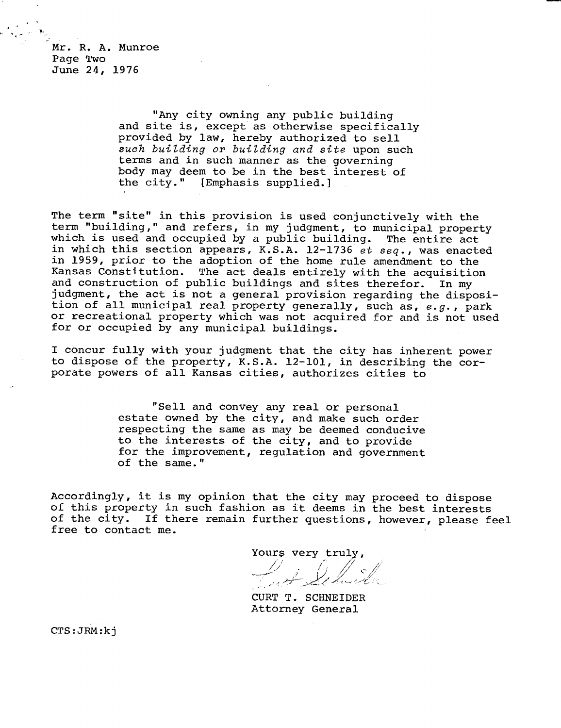Mr. R. A. Munroe
Page Two
June 24, 1976

> "Any city owning any public building and site is, except as otherwise specifically provided by law, hereby authorized to sell *such building or building and site* upon such terms and in such manner as the governing body may deem to be in the best interest of the city." [Emphasis supplied.]

The term "site" in this provision is used conjunctively with the term "building," and refers, in my judgment, to municipal property which is used and occupied by a public building. The entire act in which this section appears, K.S.A. 12-1736 *et seq.*, was enacted in 1959, prior to the adoption of the home rule amendment to the Kansas Constitution. The act deals entirely with the acquisition and construction of public buildings and sites therefor. In my judgment, the act is not a general provision regarding the disposition of all municipal real property generally, such as, *e.g.*, park or recreational property which was not acquired for and is not used for or occupied by any municipal buildings.

I concur fully with your judgment that the city has inherent power to dispose of the property, K.S.A. 12-101, in describing the corporate powers of all Kansas cities, authorizes cities to

> "Sell and convey any real or personal estate owned by the city, and make such order respecting the same as may be deemed conducive to the interests of the city, and to provide for the improvement, regulation and government of the same."

Accordingly, it is my opinion that the city may proceed to dispose of this property in such fashion as it deems in the best interests of the city. If there remain further questions, however, please feel free to contact me.

Yours very truly,

CURT T. SCHNEIDER
Attorney General

CTS:JRM:kj